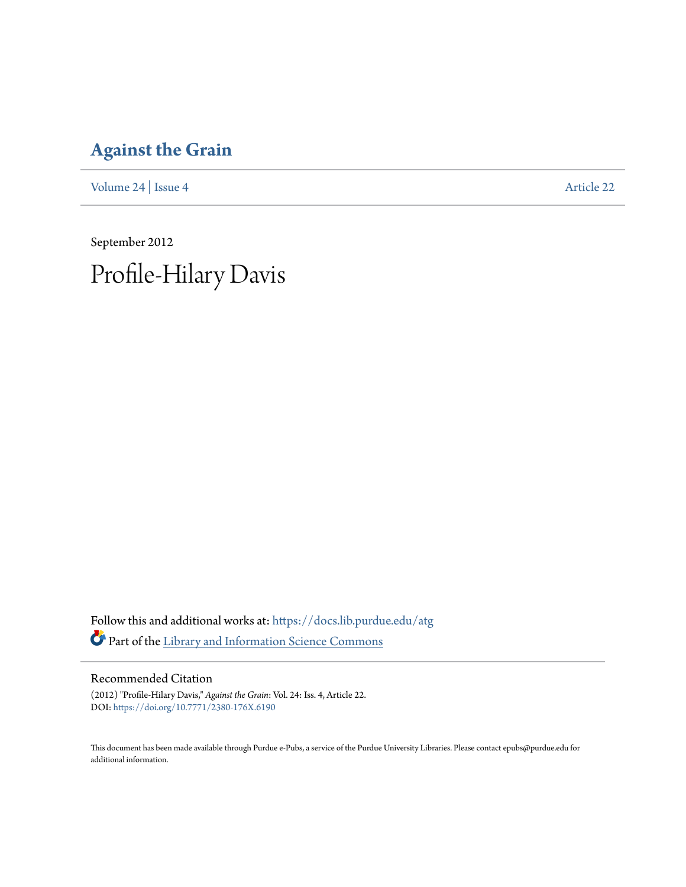# Against the Grain

Volume 24 | Issue 4 Article 22

September 2012

# Profile-Hilary Davis

Follow this and additional works at: https://docs.lib.purdue.edu/atg

Part of the Library and Information Science Commons

## Recommended Citation

(2012) "Profile-Hilary Davis," *Against the Grain*: Vol. 24: Iss. 4, Article 22.
DOI: https://doi.org/10.7771/2380-176X.6190

This document has been made available through Purdue e-Pubs, a service of the Purdue University Libraries. Please contact epubs@purdue.edu for additional information.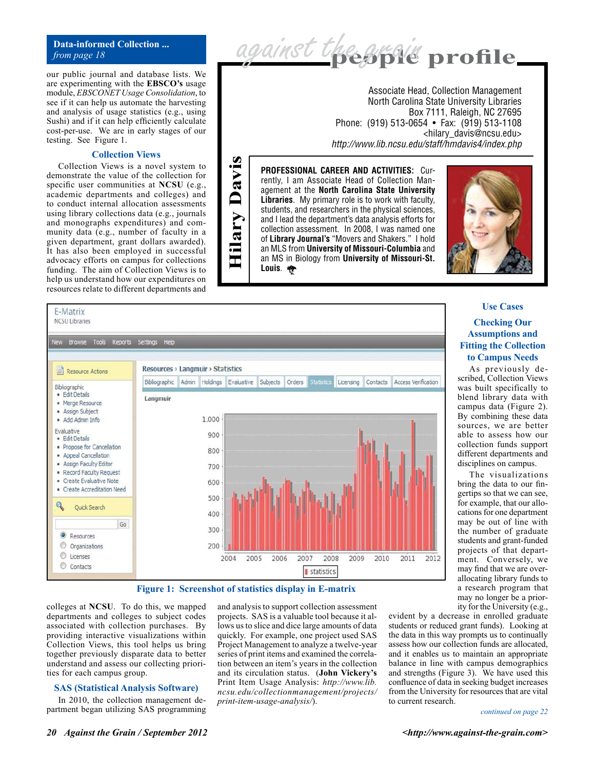**Data-informed Collection ...**
*from page 18*

our public journal and database lists. We are experimenting with the **EBSCO's** usage module, *EBSCONET Usage Consolidation*, to see if it can help us automate the harvesting and analysis of usage statistics (e.g., using Sushi) and if it can help efficiently calculate cost-per-use. We are in early stages of our testing. See Figure 1.

### Collection Views

Collection Views is a novel system to demonstrate the value of the collection for specific user communities at **NCSU** (e.g., academic departments and colleges) and to conduct internal allocation assessments using library collections data (e.g., journals and monographs expenditures) and community data (e.g., number of faculty in a given department, grant dollars awarded). It has also been employed in successful advocacy efforts on campus for collections funding. The aim of Collection Views is to help us understand how our expenditures on resources relate to different departments and colleges at **NCSU**. To do this, we mapped departments and colleges to subject codes associated with collection purchases. By providing interactive visualizations within Collection Views, this tool helps us bring together previously disparate data to better understand and assess our collecting priorities for each campus group.

### SAS (Statistical Analysis Software)

In 2010, the collection management department began utilizing SAS programming and analysis to support collection assessment projects. SAS is a valuable tool because it allows us to slice and dice large amounts of data quickly. For example, one project used SAS Project Management to analyze a twelve-year series of print items and examined the correlation between an item's years in the collection and its circulation status. (**John Vickery's** Print Item Usage Analysis: *http://www.lib.ncsu.edu/collectionmanagement/projects/print-item-usage-analysis/*).

## against the grain people profile

Associate Head, Collection Management
North Carolina State University Libraries
Box 7111, Raleigh, NC 27695
Phone: (919) 513-0654 • Fax: (919) 513-1108
<hilary_davis@ncsu.edu>
*http://www.lib.ncsu.edu/staff/hmdavis4/index.php*

**Hilary Davis**

**PROFESSIONAL CAREER AND ACTIVITIES:** Currently, I am Associate Head of Collection Management at the **North Carolina State University Libraries**. My primary role is to work with faculty, students, and researchers in the physical sciences, and I lead the department's data analysis efforts for collection assessment. In 2008, I was named one of **Library Journal's** "Movers and Shakers." I hold an MLS from **University of Missouri-Columbia** and an MS in Biology from **University of Missouri-St. Louis**.

E-Matrix
NCSU Libraries
New Browse Tools Reports Settings Help
Resource Actions
Bibliographic
- Edit Details
- Merge Resource
- Assign Subject
- Add Admin Info

Evaluative
- Edit Details
- Propose for Cancellation
- Appeal Cancellation
- Assign Faculty Editor
- Record Faculty Request
- Create Evaluative Note
- Create Accreditation Need

Quick Search
Go
Resources
Organizations
Licenses
Contacts

Resources › Langmuir › Statistics
Bibliographic Admin Holdings Evaluative Subjects Orders Statistics Licensing Contacts Access Verification
Langmuir
1,000
900
800
700
600
500
400
300
200
2004 2005 2006 2007 2008 2009 2010 2011 2012
statistics

**Figure 1: Screenshot of statistics display in E-matrix**

### Use Cases

### Checking Our Assumptions and Fitting the Collection to Campus Needs

As previously described, Collection Views was built specifically to blend library data with campus data (Figure 2). By combining these data sources, we are better able to assess how our collection funds support different departments and disciplines on campus.

The visualizations bring the data to our fingertips so that we can see, for example, that our allocations for one department may be out of line with the number of graduate students and grant-funded projects of that department. Conversely, we may find that we are over-allocating library funds to a research program that may no longer be a priority for the University (e.g., evident by a decrease in enrolled graduate students or reduced grant funds). Looking at the data in this way prompts us to continually assess how our collection funds are allocated, and it enables us to maintain an appropriate balance in line with campus demographics and strengths (Figure 3). We have used this confluence of data in seeking budget increases from the University for resources that are vital to current research.

*continued on page 22*